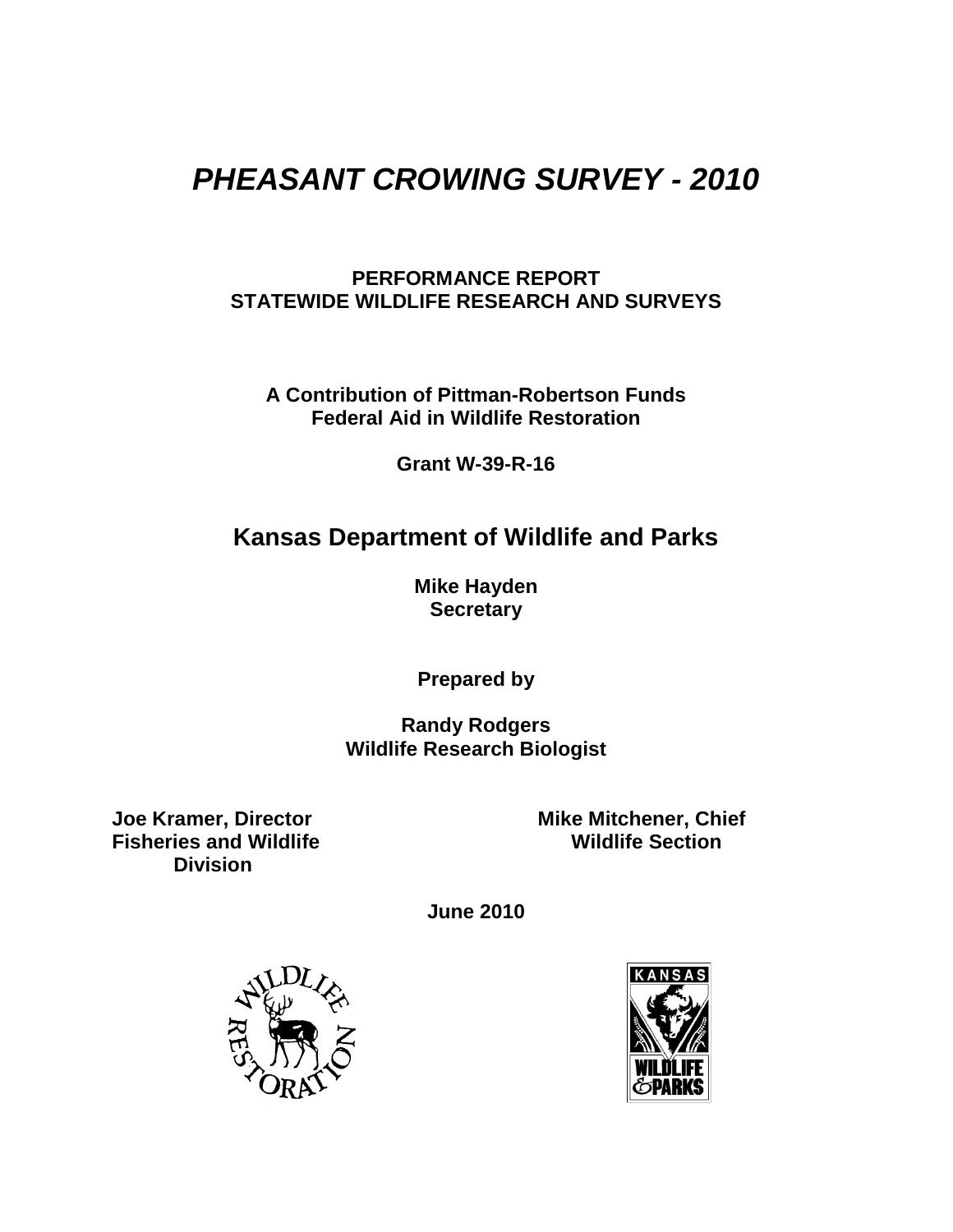# *PHEASANT CROWING SURVEY - 2010*

**PERFORMANCE REPORT**
**STATEWIDE WILDLIFE RESEARCH AND SURVEYS**

**A Contribution of Pittman-Robertson Funds**
**Federal Aid in Wildlife Restoration**

**Grant W-39-R-16**

## Kansas Department of Wildlife and Parks

**Mike Hayden**
**Secretary**

**Prepared by**

**Randy Rodgers**
**Wildlife Research Biologist**

**Joe Kramer, Director**
**Fisheries and Wildlife Division**

**Mike Mitchener, Chief**
**Wildlife Section**

**June 2010**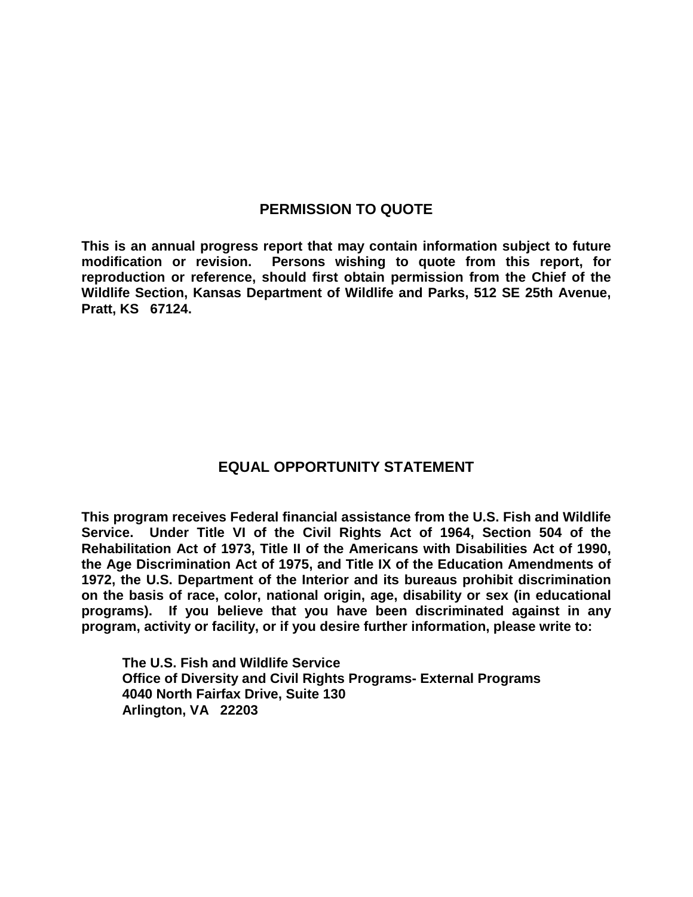## PERMISSION TO QUOTE

**This is an annual progress report that may contain information subject to future modification or revision. Persons wishing to quote from this report, for reproduction or reference, should first obtain permission from the Chief of the Wildlife Section, Kansas Department of Wildlife and Parks, 512 SE 25th Avenue, Pratt, KS 67124.**

## EQUAL OPPORTUNITY STATEMENT

**This program receives Federal financial assistance from the U.S. Fish and Wildlife Service. Under Title VI of the Civil Rights Act of 1964, Section 504 of the Rehabilitation Act of 1973, Title II of the Americans with Disabilities Act of 1990, the Age Discrimination Act of 1975, and Title IX of the Education Amendments of 1972, the U.S. Department of the Interior and its bureaus prohibit discrimination on the basis of race, color, national origin, age, disability or sex (in educational programs). If you believe that you have been discriminated against in any program, activity or facility, or if you desire further information, please write to:**

**The U.S. Fish and Wildlife Service**
**Office of Diversity and Civil Rights Programs- External Programs**
**4040 North Fairfax Drive, Suite 130**
**Arlington, VA 22203**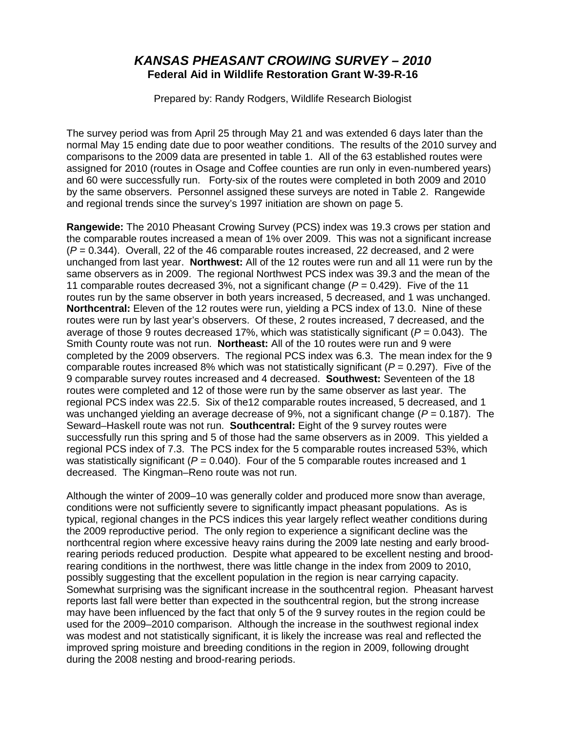# *KANSAS PHEASANT CROWING SURVEY – 2010*

**Federal Aid in Wildlife Restoration Grant W-39-R-16**

Prepared by: Randy Rodgers, Wildlife Research Biologist

The survey period was from April 25 through May 21 and was extended 6 days later than the normal May 15 ending date due to poor weather conditions. The results of the 2010 survey and comparisons to the 2009 data are presented in table 1. All of the 63 established routes were assigned for 2010 (routes in Osage and Coffee counties are run only in even-numbered years) and 60 were successfully run. Forty-six of the routes were completed in both 2009 and 2010 by the same observers. Personnel assigned these surveys are noted in Table 2. Rangewide and regional trends since the survey's 1997 initiation are shown on page 5.

**Rangewide:** The 2010 Pheasant Crowing Survey (PCS) index was 19.3 crows per station and the comparable routes increased a mean of 1% over 2009. This was not a significant increase ($P = 0.344$). Overall, 22 of the 46 comparable routes increased, 22 decreased, and 2 were unchanged from last year. **Northwest:** All of the 12 routes were run and all 11 were run by the same observers as in 2009. The regional Northwest PCS index was 39.3 and the mean of the 11 comparable routes decreased 3%, not a significant change ($P = 0.429$). Five of the 11 routes run by the same observer in both years increased, 5 decreased, and 1 was unchanged. **Northcentral:** Eleven of the 12 routes were run, yielding a PCS index of 13.0. Nine of these routes were run by last year's observers. Of these, 2 routes increased, 7 decreased, and the average of those 9 routes decreased 17%, which was statistically significant ($P = 0.043$). The Smith County route was not run. **Northeast:** All of the 10 routes were run and 9 were completed by the 2009 observers. The regional PCS index was 6.3. The mean index for the 9 comparable routes increased 8% which was not statistically significant ($P = 0.297$). Five of the 9 comparable survey routes increased and 4 decreased. **Southwest:** Seventeen of the 18 routes were completed and 12 of those were run by the same observer as last year. The regional PCS index was 22.5. Six of the12 comparable routes increased, 5 decreased, and 1 was unchanged yielding an average decrease of 9%, not a significant change ($P = 0.187$). The Seward–Haskell route was not run. **Southcentral:** Eight of the 9 survey routes were successfully run this spring and 5 of those had the same observers as in 2009. This yielded a regional PCS index of 7.3. The PCS index for the 5 comparable routes increased 53%, which was statistically significant ($P = 0.040$). Four of the 5 comparable routes increased and 1 decreased. The Kingman–Reno route was not run.

Although the winter of 2009–10 was generally colder and produced more snow than average, conditions were not sufficiently severe to significantly impact pheasant populations. As is typical, regional changes in the PCS indices this year largely reflect weather conditions during the 2009 reproductive period. The only region to experience a significant decline was the northcentral region where excessive heavy rains during the 2009 late nesting and early brood-rearing periods reduced production. Despite what appeared to be excellent nesting and brood-rearing conditions in the northwest, there was little change in the index from 2009 to 2010, possibly suggesting that the excellent population in the region is near carrying capacity. Somewhat surprising was the significant increase in the southcentral region. Pheasant harvest reports last fall were better than expected in the southcentral region, but the strong increase may have been influenced by the fact that only 5 of the 9 survey routes in the region could be used for the 2009–2010 comparison. Although the increase in the southwest regional index was modest and not statistically significant, it is likely the increase was real and reflected the improved spring moisture and breeding conditions in the region in 2009, following drought during the 2008 nesting and brood-rearing periods.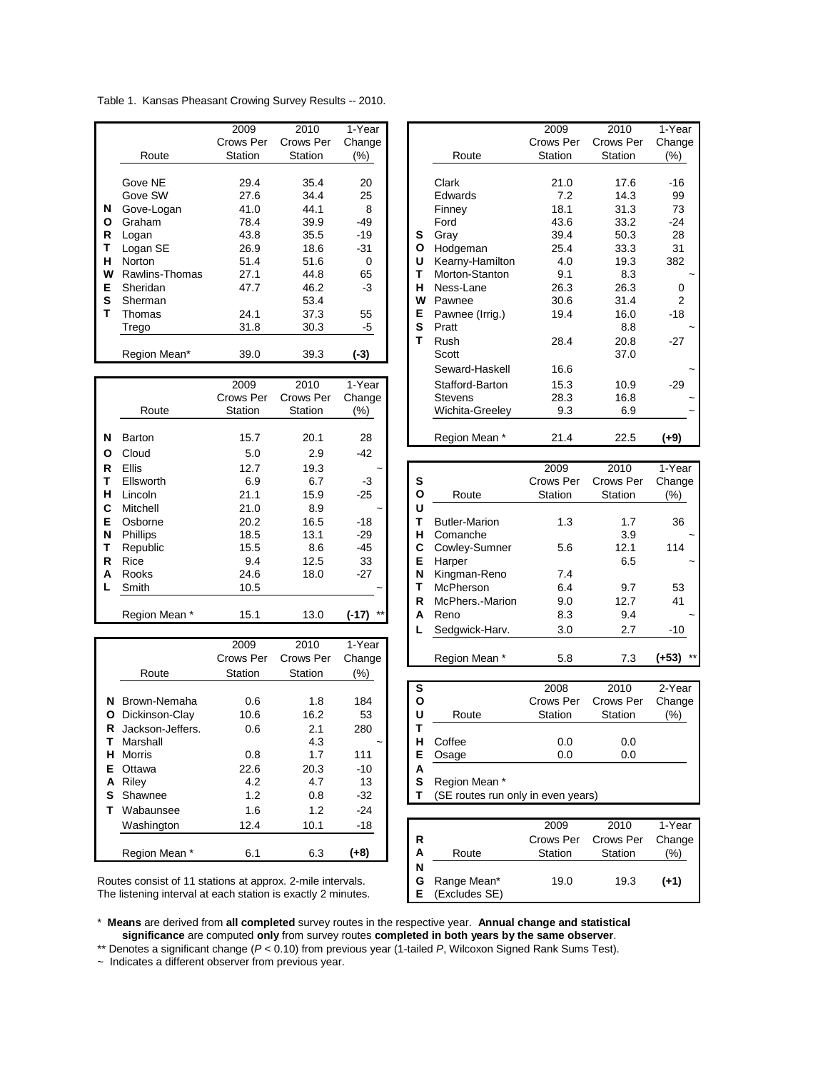Table 1. Kansas Pheasant Crowing Survey Results -- 2010.

**NORTHWEST**

| Route | 2009 Crows Per Station | 2010 Crows Per Station | 1-Year Change (%) |
|---|---|---|---|
| Gove NE | 29.4 | 35.4 | 20 |
| Gove SW | 27.6 | 34.4 | 25 |
| Gove-Logan | 41.0 | 44.1 | 8 |
| Graham | 78.4 | 39.9 | -49 |
| Logan | 43.8 | 35.5 | -19 |
| Logan SE | 26.9 | 18.6 | -31 |
| Norton | 51.4 | 51.6 | 0 |
| Rawlins-Thomas | 27.1 | 44.8 | 65 |
| Sheridan | 47.7 | 46.2 | -3 |
| Sherman | | 53.4 | |
| Thomas | 24.1 | 37.3 | 55 |
| Trego | 31.8 | 30.3 | -5 |
| Region Mean* | 39.0 | 39.3 | **(-3)** |

**NORTH CENTRAL**

| Route | 2009 Crows Per Station | 2010 Crows Per Station | 1-Year Change (%) |
|---|---|---|---|
| Barton | 15.7 | 20.1 | 28 |
| Cloud | 5.0 | 2.9 | -42 |
| Ellis | 12.7 | 19.3 | ~ |
| Ellsworth | 6.9 | 6.7 | -3 |
| Lincoln | 21.1 | 15.9 | -25 |
| Mitchell | 21.0 | 8.9 | ~ |
| Osborne | 20.2 | 16.5 | -18 |
| Phillips | 18.5 | 13.1 | -29 |
| Republic | 15.5 | 8.6 | -45 |
| Rice | 9.4 | 12.5 | 33 |
| Rooks | 24.6 | 18.0 | -27 |
| Smith | 10.5 | | ~ |
| Region Mean * | 15.1 | 13.0 | **(-17)** ** |

**NORTHEAST**

| Route | 2009 Crows Per Station | 2010 Crows Per Station | 1-Year Change (%) |
|---|---|---|---|
| Brown-Nemaha | 0.6 | 1.8 | 184 |
| Dickinson-Clay | 10.6 | 16.2 | 53 |
| Jackson-Jeffers. | 0.6 | 2.1 | 280 |
| Marshall | | 4.3 | ~ |
| Morris | 0.8 | 1.7 | 111 |
| Ottawa | 22.6 | 20.3 | -10 |
| Riley | 4.2 | 4.7 | 13 |
| Shawnee | 1.2 | 0.8 | -32 |
| Wabaunsee | 1.6 | 1.2 | -24 |
| Washington | 12.4 | 10.1 | -18 |
| Region Mean * | 6.1 | 6.3 | **(+8)** |

Routes consist of 11 stations at approx. 2-mile intervals.
The listening interval at each station is exactly 2 minutes.

**SOUTHWEST**

| Route | 2009 Crows Per Station | 2010 Crows Per Station | 1-Year Change (%) |
|---|---|---|---|
| Clark | 21.0 | 17.6 | -16 |
| Edwards | 7.2 | 14.3 | 99 |
| Finney | 18.1 | 31.3 | 73 |
| Ford | 43.6 | 33.2 | -24 |
| Gray | 39.4 | 50.3 | 28 |
| Hodgeman | 25.4 | 33.3 | 31 |
| Kearny-Hamilton | 4.0 | 19.3 | 382 |
| Morton-Stanton | 9.1 | 8.3 | ~ |
| Ness-Lane | 26.3 | 26.3 | 0 |
| Pawnee | 30.6 | 31.4 | 2 |
| Pawnee (Irrig.) | 19.4 | 16.0 | -18 |
| Pratt | | 8.8 | ~ |
| Rush | 28.4 | 20.8 | -27 |
| Scott | | 37.0 | |
| Seward-Haskell | 16.6 | | ~ |
| Stafford-Barton | 15.3 | 10.9 | -29 |
| Stevens | 28.3 | 16.8 | ~ |
| Wichita-Greeley | 9.3 | 6.9 | ~ |
| Region Mean * | 21.4 | 22.5 | **(+9)** |

**SOUTH CENTRAL**

| Route | 2009 Crows Per Station | 2010 Crows Per Station | 1-Year Change (%) |
|---|---|---|---|
| Butler-Marion | 1.3 | 1.7 | 36 |
| Comanche | | 3.9 | ~ |
| Cowley-Sumner | 5.6 | 12.1 | 114 |
| Harper | | 6.5 | ~ |
| Kingman-Reno | 7.4 | | |
| McPherson | 6.4 | 9.7 | 53 |
| McPhers.-Marion | 9.0 | 12.7 | 41 |
| Reno | 8.3 | 9.4 | ~ |
| Sedgwick-Harv. | 3.0 | 2.7 | -10 |
| Region Mean * | 5.8 | 7.3 | **(+53)** ** |

**SOUTHEAST**

| Route | 2008 Crows Per Station | 2010 Crows Per Station | 2-Year Change (%) |
|---|---|---|---|
| Coffee | 0.0 | 0.0 | |
| Osage | 0.0 | 0.0 | |
| Region Mean * | | | |

(SE routes run only in even years)

**RANGE**

| Route | 2009 Crows Per Station | 2010 Crows Per Station | 1-Year Change (%) |
|---|---|---|---|
| Range Mean* (Excludes SE) | 19.0 | 19.3 | **(+1)** |

\* **Means** are derived from **all completed** survey routes in the respective year. **Annual change and statistical significance** are computed **only** from survey routes **completed in both years by the same observer**.

** Denotes a significant change (*P* < 0.10) from previous year (1-tailed *P*, Wilcoxon Signed Rank Sums Test).

~ Indicates a different observer from previous year.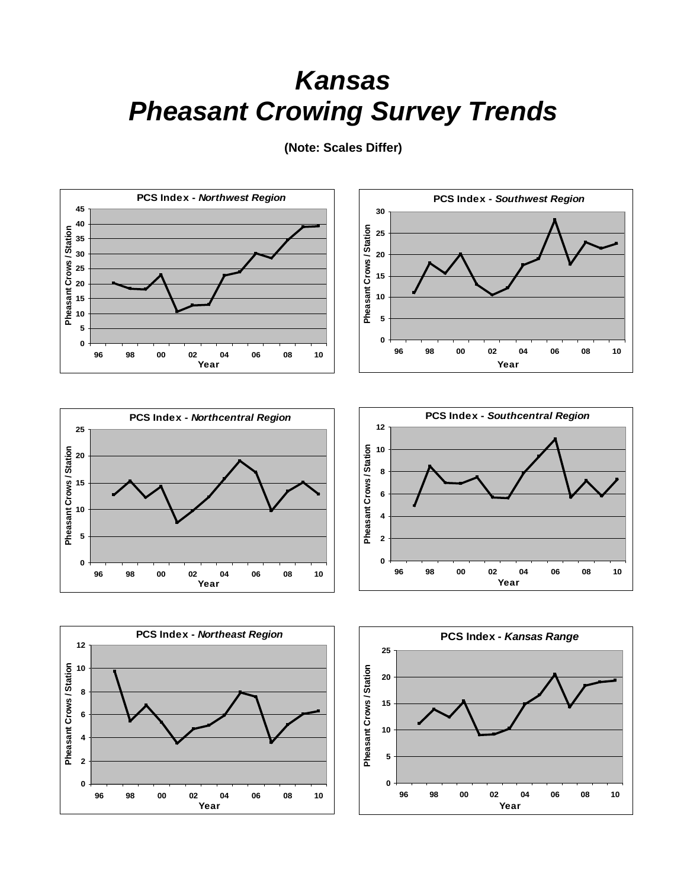# *Kansas*
# *Pheasant Crowing Survey Trends*

**(Note: Scales Differ)**

**PCS Index - *Northwest Region***

Pheasant Crows / Station

Year

**PCS Index - *Southwest Region***

Pheasant Crows / Station

Year

**PCS Index - *Northcentral Region***

Pheasant Crows / Station

Year

**PCS Index - *Southcentral Region***

Pheasant Crows / Station

Year

**PCS Index - *Northeast Region***

Pheasant Crows / Station

Year

**PCS Index - *Kansas Range***

Pheasant Crows / Station

Year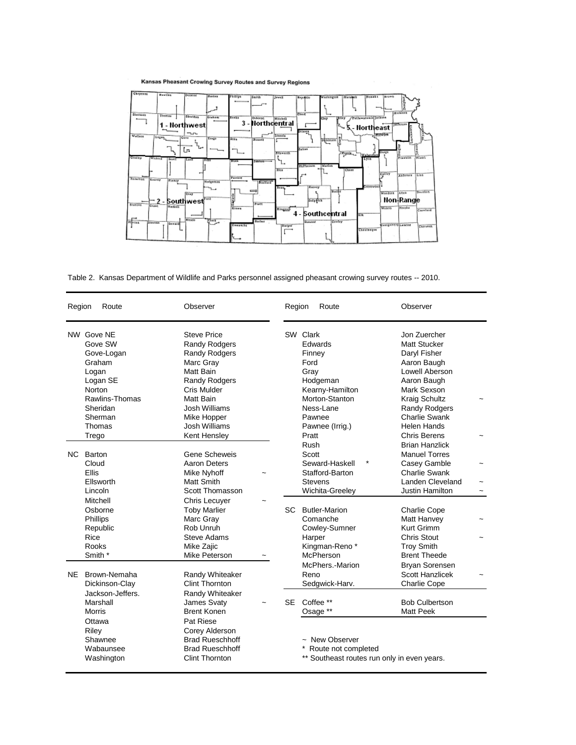Kansas Pheasant Crowing Survey Routes and Survey Regions

1 - Northwest
2 - Southwest
3 - Northcentral
4 - Southcentral
5 - Northeast
Non-Range

Table 2. Kansas Department of Wildlife and Parks personnel assigned pheasant crowing survey routes -- 2010.

| Region | Route | Observer | |
|---|---|---|---|
| NW | Gove NE | Steve Price | |
| | Gove SW | Randy Rodgers | |
| | Gove-Logan | Randy Rodgers | |
| | Graham | Marc Gray | |
| | Logan | Matt Bain | |
| | Logan SE | Randy Rodgers | |
| | Norton | Cris Mulder | |
| | Rawlins-Thomas | Matt Bain | |
| | Sheridan | Josh Williams | |
| | Sherman | Mike Hopper | |
| | Thomas | Josh Williams | |
| | Trego | Kent Hensley | |
| NC | Barton | Gene Scheweis | |
| | Cloud | Aaron Deters | |
| | Ellis | Mike Nyhoff | ~ |
| | Ellsworth | Matt Smith | |
| | Lincoln | Scott Thomasson | |
| | Mitchell | Chris Lecuyer | ~ |
| | Osborne | Toby Marlier | |
| | Phillips | Marc Gray | |
| | Republic | Rob Unruh | |
| | Rice | Steve Adams | |
| | Rooks | Mike Zajic | |
| | Smith * | Mike Peterson | ~ |
| NE | Brown-Nemaha | Randy Whiteaker | |
| | Dickinson-Clay | Clint Thornton | |
| | Jackson-Jeffers. | Randy Whiteaker | |
| | Marshall | James Svaty | ~ |
| | Morris | Brent Konen | |
| | Ottawa | Pat Riese | |
| | Riley | Corey Alderson | |
| | Shawnee | Brad Rueschhoff | |
| | Wabaunsee | Brad Rueschhoff | |
| | Washington | Clint Thornton | |
| SW | Clark | Jon Zuercher | |
| | Edwards | Matt Stucker | |
| | Finney | Daryl Fisher | |
| | Ford | Aaron Baugh | |
| | Gray | Lowell Aberson | |
| | Hodgeman | Aaron Baugh | |
| | Kearny-Hamilton | Mark Sexson | |
| | Morton-Stanton | Kraig Schultz | ~ |
| | Ness-Lane | Randy Rodgers | |
| | Pawnee | Charlie Swank | |
| | Pawnee (Irrig.) | Helen Hands | |
| | Pratt | Chris Berens | ~ |
| | Rush | Brian Hanzlick | |
| | Scott | Manuel Torres | |
| | Seward-Haskell * | Casey Gamble | ~ |
| | Stafford-Barton | Charlie Swank | |
| | Stevens | Landen Cleveland | ~ |
| | Wichita-Greeley | Justin Hamilton | ~ |
| SC | Butler-Marion | Charlie Cope | |
| | Comanche | Matt Hanvey | ~ |
| | Cowley-Sumner | Kurt Grimm | |
| | Harper | Chris Stout | ~ |
| | Kingman-Reno * | Troy Smith | |
| | McPherson | Brent Theede | |
| | McPhers.-Marion | Bryan Sorensen | |
| | Reno | Scott Hanzlicek | ~ |
| | Sedgwick-Harv. | Charlie Cope | |
| SE | Coffee ** | Bob Culbertson | |
| | Osage ** | Matt Peek | |

~ New Observer
* Route not completed
** Southeast routes run only in even years.